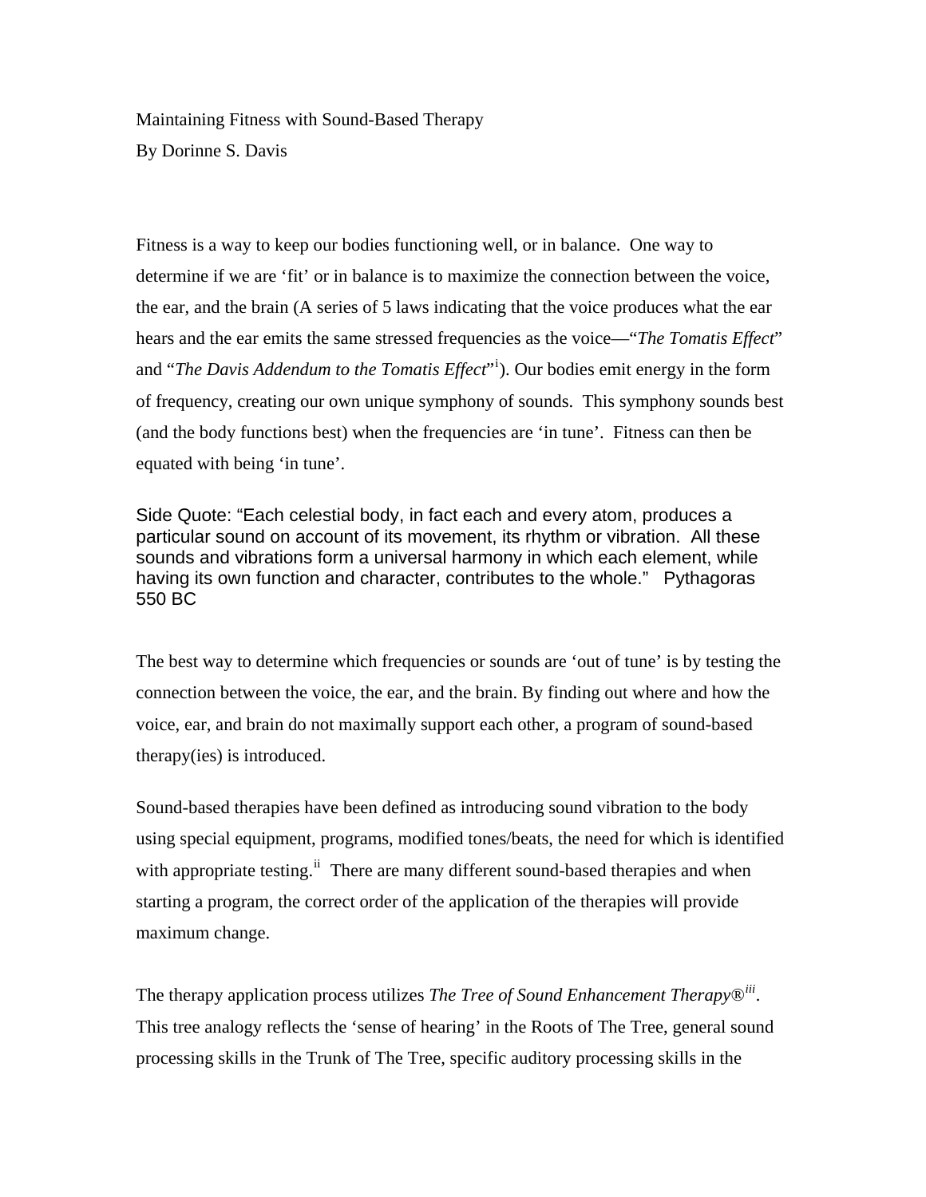# Maintaining Fitness with Sound-Based Therapy

By Dorinne S. Davis

Fitness is a way to keep our bodies functioning well, or in balance. One way to determine if we are 'fit' or in balance is to maximize the connection between the voice, the ear, and the brain (A series of 5 laws indicating that the voice produces what the ear hears and the ear emits the same stressed frequencies as the voice—"*The Tomatis Effect*" and "*The Davis Addendum to the Tomatis Effect*"[i]). Our bodies emit energy in the form of frequency, creating our own unique symphony of sounds. This symphony sounds best (and the body functions best) when the frequencies are 'in tune'. Fitness can then be equated with being 'in tune'.

Side Quote: "Each celestial body, in fact each and every atom, produces a particular sound on account of its movement, its rhythm or vibration. All these sounds and vibrations form a universal harmony in which each element, while having its own function and character, contributes to the whole." Pythagoras 550 BC

The best way to determine which frequencies or sounds are 'out of tune' is by testing the connection between the voice, the ear, and the brain. By finding out where and how the voice, ear, and brain do not maximally support each other, a program of sound-based therapy(ies) is introduced.

Sound-based therapies have been defined as introducing sound vibration to the body using special equipment, programs, modified tones/beats, the need for which is identified with appropriate testing.[ii] There are many different sound-based therapies and when starting a program, the correct order of the application of the therapies will provide maximum change.

The therapy application process utilizes *The Tree of Sound Enhancement Therapy®*[iii]. This tree analogy reflects the 'sense of hearing' in the Roots of The Tree, general sound processing skills in the Trunk of The Tree, specific auditory processing skills in the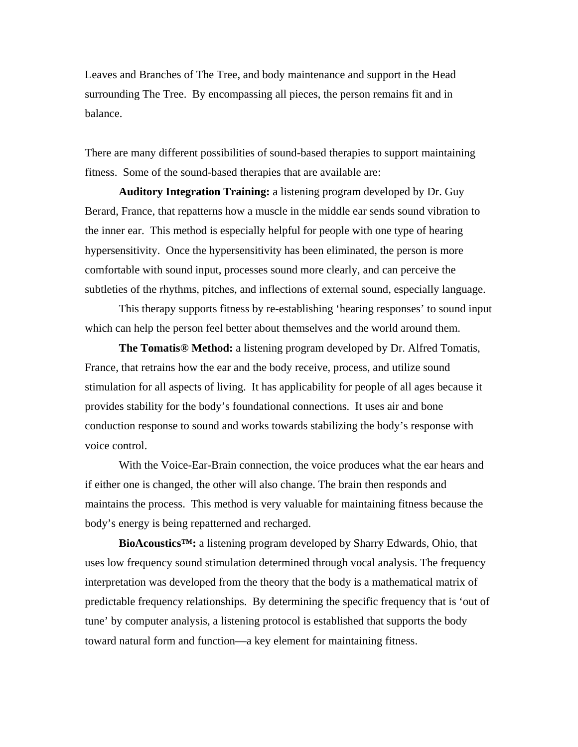Leaves and Branches of The Tree, and body maintenance and support in the Head surrounding The Tree. By encompassing all pieces, the person remains fit and in balance.

There are many different possibilities of sound-based therapies to support maintaining fitness. Some of the sound-based therapies that are available are:

**Auditory Integration Training:** a listening program developed by Dr. Guy Berard, France, that repatterns how a muscle in the middle ear sends sound vibration to the inner ear. This method is especially helpful for people with one type of hearing hypersensitivity. Once the hypersensitivity has been eliminated, the person is more comfortable with sound input, processes sound more clearly, and can perceive the subtleties of the rhythms, pitches, and inflections of external sound, especially language.

This therapy supports fitness by re-establishing 'hearing responses' to sound input which can help the person feel better about themselves and the world around them.

**The Tomatis® Method:** a listening program developed by Dr. Alfred Tomatis, France, that retrains how the ear and the body receive, process, and utilize sound stimulation for all aspects of living. It has applicability for people of all ages because it provides stability for the body's foundational connections. It uses air and bone conduction response to sound and works towards stabilizing the body's response with voice control.

With the Voice-Ear-Brain connection, the voice produces what the ear hears and if either one is changed, the other will also change. The brain then responds and maintains the process. This method is very valuable for maintaining fitness because the body's energy is being repatterned and recharged.

**BioAcoustics™:** a listening program developed by Sharry Edwards, Ohio, that uses low frequency sound stimulation determined through vocal analysis. The frequency interpretation was developed from the theory that the body is a mathematical matrix of predictable frequency relationships. By determining the specific frequency that is 'out of tune' by computer analysis, a listening protocol is established that supports the body toward natural form and function—a key element for maintaining fitness.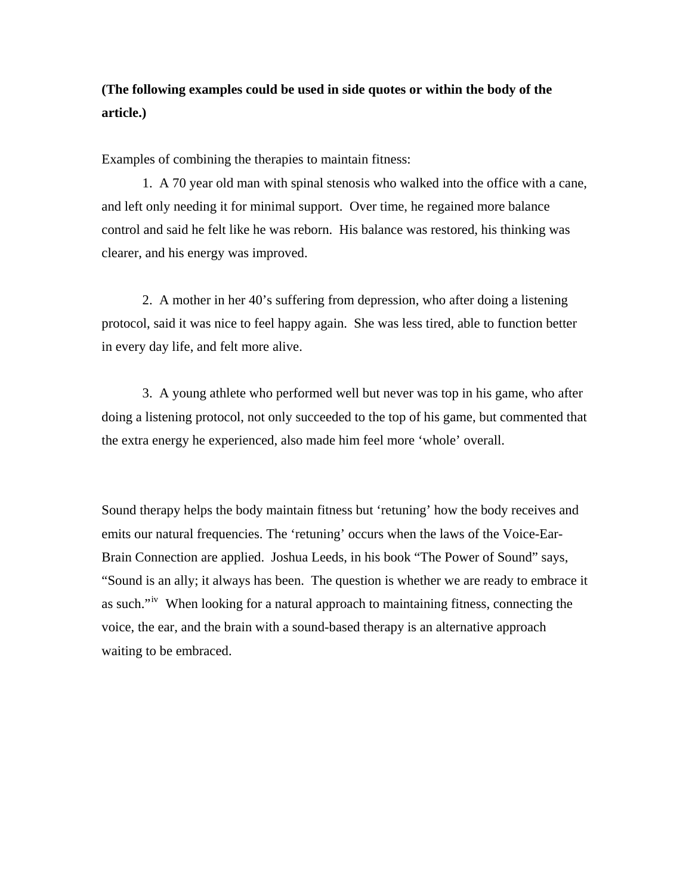**(The following examples could be used in side quotes or within the body of the article.)**

Examples of combining the therapies to maintain fitness:

1. A 70 year old man with spinal stenosis who walked into the office with a cane, and left only needing it for minimal support. Over time, he regained more balance control and said he felt like he was reborn. His balance was restored, his thinking was clearer, and his energy was improved.

2. A mother in her 40's suffering from depression, who after doing a listening protocol, said it was nice to feel happy again. She was less tired, able to function better in every day life, and felt more alive.

3. A young athlete who performed well but never was top in his game, who after doing a listening protocol, not only succeeded to the top of his game, but commented that the extra energy he experienced, also made him feel more 'whole' overall.

Sound therapy helps the body maintain fitness but 'retuning' how the body receives and emits our natural frequencies. The 'retuning' occurs when the laws of the Voice-Ear-Brain Connection are applied. Joshua Leeds, in his book "The Power of Sound" says, "Sound is an ally; it always has been. The question is whether we are ready to embrace it as such."[iv] When looking for a natural approach to maintaining fitness, connecting the voice, the ear, and the brain with a sound-based therapy is an alternative approach waiting to be embraced.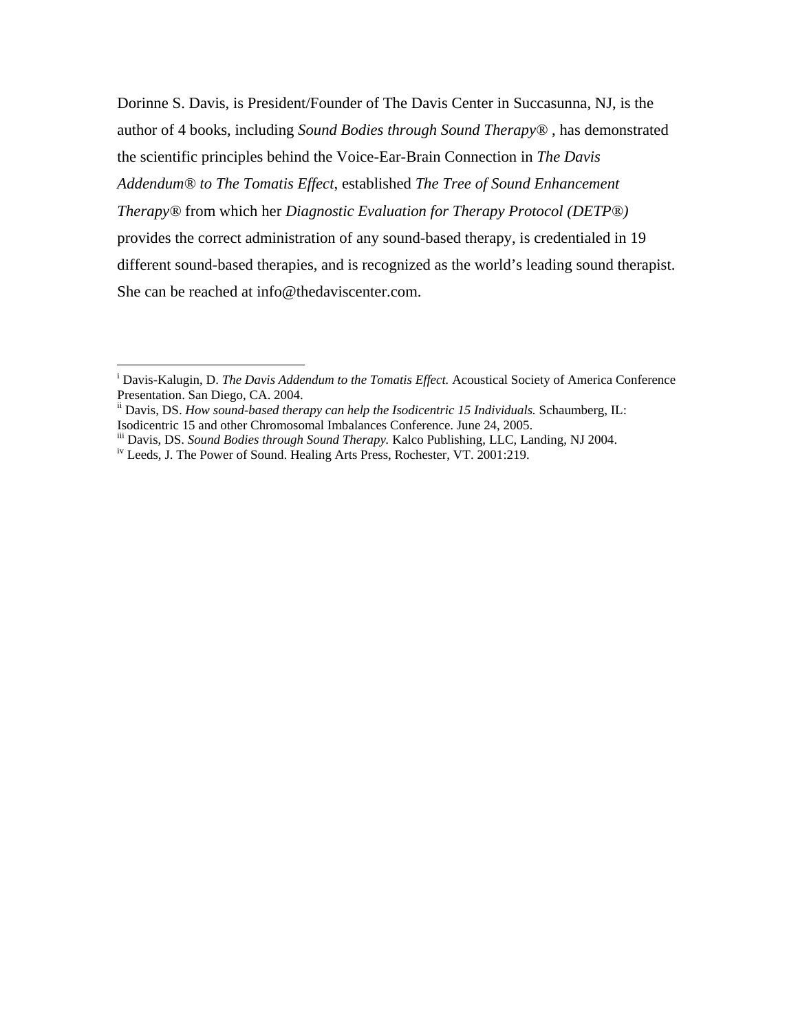Dorinne S. Davis, is President/Founder of The Davis Center in Succasunna, NJ, is the author of 4 books, including *Sound Bodies through Sound Therapy®* , has demonstrated the scientific principles behind the Voice-Ear-Brain Connection in *The Davis Addendum® to The Tomatis Effect*, established *The Tree of Sound Enhancement Therapy®* from which her *Diagnostic Evaluation for Therapy Protocol (DETP®)* provides the correct administration of any sound-based therapy, is credentialed in 19 different sound-based therapies, and is recognized as the world's leading sound therapist. She can be reached at info@thedaviscenter.com.

---

[i] Davis-Kalugin, D. *The Davis Addendum to the Tomatis Effect.* Acoustical Society of America Conference Presentation. San Diego, CA. 2004.

[ii] Davis, DS. *How sound-based therapy can help the Isodicentric 15 Individuals.* Schaumberg, IL: Isodicentric 15 and other Chromosomal Imbalances Conference. June 24, 2005.

[iii] Davis, DS. *Sound Bodies through Sound Therapy.* Kalco Publishing, LLC, Landing, NJ 2004.

[iv] Leeds, J. The Power of Sound. Healing Arts Press, Rochester, VT. 2001:219.